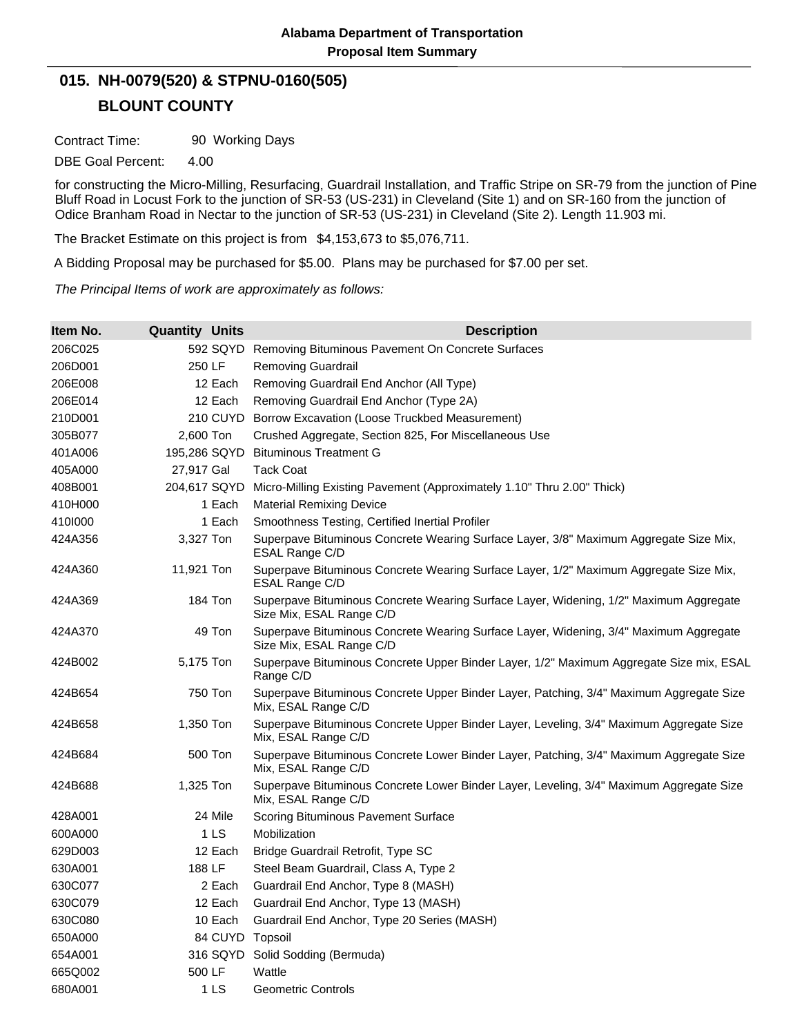**Alabama Department of Transportation**

**Proposal Item Summary**

## 015. NH-0079(520) & STPNU-0160(505)

## BLOUNT COUNTY

Contract Time: 90 Working Days

DBE Goal Percent: 4.00

for constructing the Micro-Milling, Resurfacing, Guardrail Installation, and Traffic Stripe on SR-79 from the junction of Pine Bluff Road in Locust Fork to the junction of SR-53 (US-231) in Cleveland (Site 1) and on SR-160 from the junction of Odice Branham Road in Nectar to the junction of SR-53 (US-231) in Cleveland (Site 2). Length 11.903 mi.

The Bracket Estimate on this project is from $4,153,673 to $5,076,711.

A Bidding Proposal may be purchased for $5.00. Plans may be purchased for $7.00 per set.

*The Principal Items of work are approximately as follows:*

| Item No. | Quantity | Units | Description |
|---|---|---|---|
| 206C025 | 592 | SQYD | Removing Bituminous Pavement On Concrete Surfaces |
| 206D001 | 250 | LF | Removing Guardrail |
| 206E008 | 12 | Each | Removing Guardrail End Anchor (All Type) |
| 206E014 | 12 | Each | Removing Guardrail End Anchor (Type 2A) |
| 210D001 | 210 | CUYD | Borrow Excavation (Loose Truckbed Measurement) |
| 305B077 | 2,600 | Ton | Crushed Aggregate, Section 825, For Miscellaneous Use |
| 401A006 | 195,286 | SQYD | Bituminous Treatment G |
| 405A000 | 27,917 | Gal | Tack Coat |
| 408B001 | 204,617 | SQYD | Micro-Milling Existing Pavement (Approximately 1.10" Thru 2.00" Thick) |
| 410H000 | 1 | Each | Material Remixing Device |
| 410I000 | 1 | Each | Smoothness Testing, Certified Inertial Profiler |
| 424A356 | 3,327 | Ton | Superpave Bituminous Concrete Wearing Surface Layer, 3/8" Maximum Aggregate Size Mix, ESAL Range C/D |
| 424A360 | 11,921 | Ton | Superpave Bituminous Concrete Wearing Surface Layer, 1/2" Maximum Aggregate Size Mix, ESAL Range C/D |
| 424A369 | 184 | Ton | Superpave Bituminous Concrete Wearing Surface Layer, Widening, 1/2" Maximum Aggregate Size Mix, ESAL Range C/D |
| 424A370 | 49 | Ton | Superpave Bituminous Concrete Wearing Surface Layer, Widening, 3/4" Maximum Aggregate Size Mix, ESAL Range C/D |
| 424B002 | 5,175 | Ton | Superpave Bituminous Concrete Upper Binder Layer, 1/2" Maximum Aggregate Size mix, ESAL Range C/D |
| 424B654 | 750 | Ton | Superpave Bituminous Concrete Upper Binder Layer, Patching, 3/4" Maximum Aggregate Size Mix, ESAL Range C/D |
| 424B658 | 1,350 | Ton | Superpave Bituminous Concrete Upper Binder Layer, Leveling, 3/4" Maximum Aggregate Size Mix, ESAL Range C/D |
| 424B684 | 500 | Ton | Superpave Bituminous Concrete Lower Binder Layer, Patching, 3/4" Maximum Aggregate Size Mix, ESAL Range C/D |
| 424B688 | 1,325 | Ton | Superpave Bituminous Concrete Lower Binder Layer, Leveling, 3/4" Maximum Aggregate Size Mix, ESAL Range C/D |
| 428A001 | 24 | Mile | Scoring Bituminous Pavement Surface |
| 600A000 | 1 | LS | Mobilization |
| 629D003 | 12 | Each | Bridge Guardrail Retrofit, Type SC |
| 630A001 | 188 | LF | Steel Beam Guardrail, Class A, Type 2 |
| 630C077 | 2 | Each | Guardrail End Anchor, Type 8 (MASH) |
| 630C079 | 12 | Each | Guardrail End Anchor, Type 13 (MASH) |
| 630C080 | 10 | Each | Guardrail End Anchor, Type 20 Series (MASH) |
| 650A000 | 84 | CUYD | Topsoil |
| 654A001 | 316 | SQYD | Solid Sodding (Bermuda) |
| 665Q002 | 500 | LF | Wattle |
| 680A001 | 1 | LS | Geometric Controls |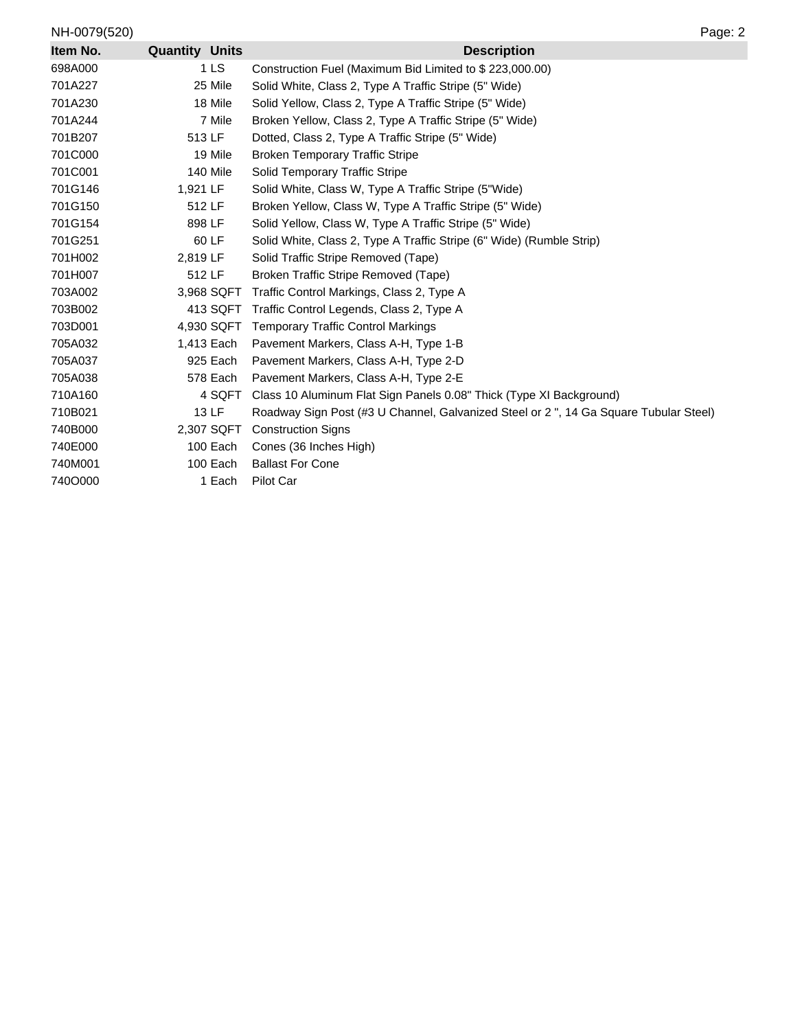| Item No. | Quantity | Units | Description |
|---|---|---|---|
| 698A000 | 1 | LS | Construction Fuel (Maximum Bid Limited to $ 223,000.00) |
| 701A227 | 25 | Mile | Solid White, Class 2, Type A Traffic Stripe (5" Wide) |
| 701A230 | 18 | Mile | Solid Yellow, Class 2, Type A Traffic Stripe (5" Wide) |
| 701A244 | 7 | Mile | Broken Yellow, Class 2, Type A Traffic Stripe (5" Wide) |
| 701B207 | 513 | LF | Dotted, Class 2, Type A Traffic Stripe (5" Wide) |
| 701C000 | 19 | Mile | Broken Temporary Traffic Stripe |
| 701C001 | 140 | Mile | Solid Temporary Traffic Stripe |
| 701G146 | 1,921 | LF | Solid White, Class W, Type A Traffic Stripe (5"Wide) |
| 701G150 | 512 | LF | Broken Yellow, Class W, Type A Traffic Stripe (5" Wide) |
| 701G154 | 898 | LF | Solid Yellow, Class W, Type A Traffic Stripe (5" Wide) |
| 701G251 | 60 | LF | Solid White, Class 2, Type A Traffic Stripe (6" Wide) (Rumble Strip) |
| 701H002 | 2,819 | LF | Solid Traffic Stripe Removed (Tape) |
| 701H007 | 512 | LF | Broken Traffic Stripe Removed (Tape) |
| 703A002 | 3,968 | SQFT | Traffic Control Markings, Class 2, Type A |
| 703B002 | 413 | SQFT | Traffic Control Legends, Class 2, Type A |
| 703D001 | 4,930 | SQFT | Temporary Traffic Control Markings |
| 705A032 | 1,413 | Each | Pavement Markers, Class A-H, Type 1-B |
| 705A037 | 925 | Each | Pavement Markers, Class A-H, Type 2-D |
| 705A038 | 578 | Each | Pavement Markers, Class A-H, Type 2-E |
| 710A160 | 4 | SQFT | Class 10 Aluminum Flat Sign Panels 0.08" Thick (Type XI Background) |
| 710B021 | 13 | LF | Roadway Sign Post (#3 U Channel, Galvanized Steel or 2 ", 14 Ga Square Tubular Steel) |
| 740B000 | 2,307 | SQFT | Construction Signs |
| 740E000 | 100 | Each | Cones (36 Inches High) |
| 740M001 | 100 | Each | Ballast For Cone |
| 740O000 | 1 | Each | Pilot Car |